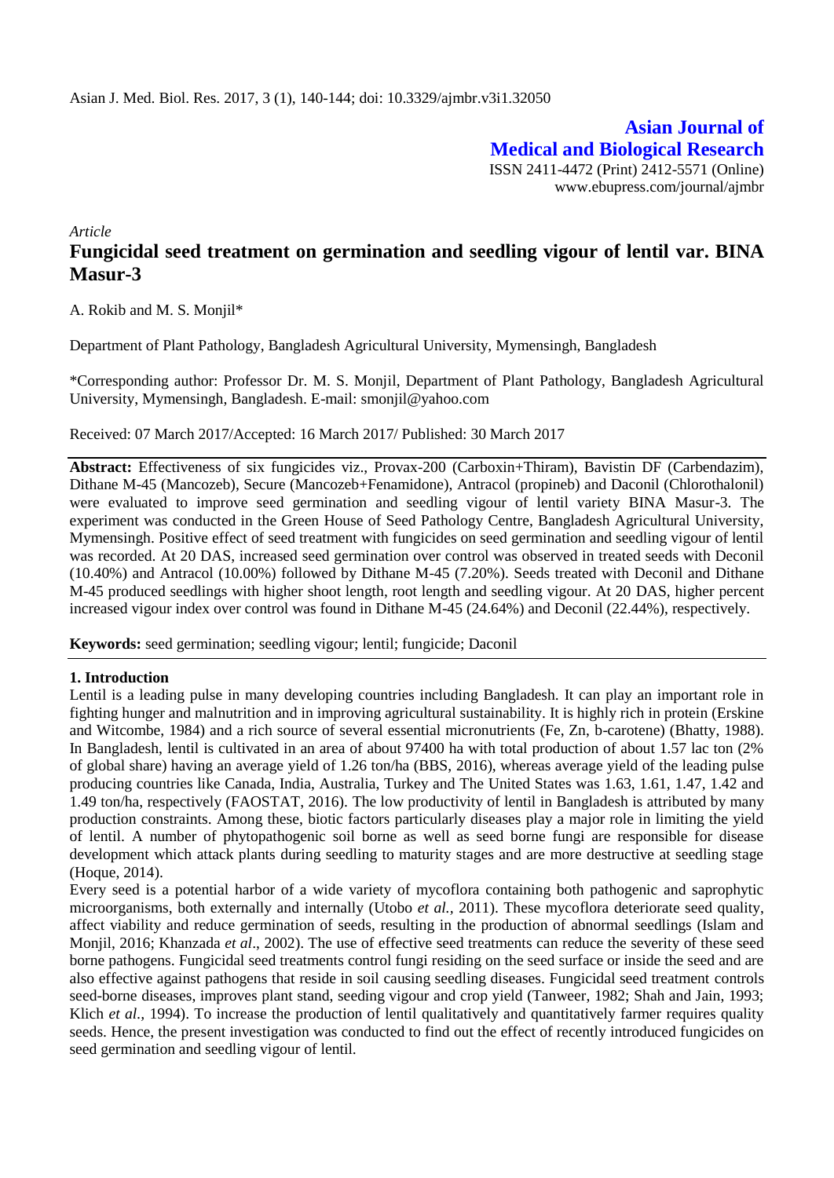**Asian Journal of Medical and Biological Research**

ISSN 2411-4472 (Print) 2412-5571 (Online)
www.ebupress.com/journal/ajmbr

*Article*

# Fungicidal seed treatment on germination and seedling vigour of lentil var. BINA Masur-3

A. Rokib and M. S. Monjil*

Department of Plant Pathology, Bangladesh Agricultural University, Mymensingh, Bangladesh

*Corresponding author: Professor Dr. M. S. Monjil, Department of Plant Pathology, Bangladesh Agricultural University, Mymensingh, Bangladesh. E-mail: smonjil@yahoo.com

Received: 07 March 2017/Accepted: 16 March 2017/ Published: 30 March 2017

**Abstract:** Effectiveness of six fungicides viz., Provax-200 (Carboxin+Thiram), Bavistin DF (Carbendazim), Dithane M-45 (Mancozeb), Secure (Mancozeb+Fenamidone), Antracol (propineb) and Daconil (Chlorothalonil) were evaluated to improve seed germination and seedling vigour of lentil variety BINA Masur-3. The experiment was conducted in the Green House of Seed Pathology Centre, Bangladesh Agricultural University, Mymensingh. Positive effect of seed treatment with fungicides on seed germination and seedling vigour of lentil was recorded. At 20 DAS, increased seed germination over control was observed in treated seeds with Deconil (10.40%) and Antracol (10.00%) followed by Dithane M-45 (7.20%). Seeds treated with Deconil and Dithane M-45 produced seedlings with higher shoot length, root length and seedling vigour. At 20 DAS, higher percent increased vigour index over control was found in Dithane M-45 (24.64%) and Deconil (22.44%), respectively.

**Keywords:** seed germination; seedling vigour; lentil; fungicide; Daconil

## 1. Introduction

Lentil is a leading pulse in many developing countries including Bangladesh. It can play an important role in fighting hunger and malnutrition and in improving agricultural sustainability. It is highly rich in protein (Erskine and Witcombe, 1984) and a rich source of several essential micronutrients (Fe, Zn, b-carotene) (Bhatty, 1988). In Bangladesh, lentil is cultivated in an area of about 97400 ha with total production of about 1.57 lac ton (2% of global share) having an average yield of 1.26 ton/ha (BBS, 2016), whereas average yield of the leading pulse producing countries like Canada, India, Australia, Turkey and The United States was 1.63, 1.61, 1.47, 1.42 and 1.49 ton/ha, respectively (FAOSTAT, 2016). The low productivity of lentil in Bangladesh is attributed by many production constraints. Among these, biotic factors particularly diseases play a major role in limiting the yield of lentil. A number of phytopathogenic soil borne as well as seed borne fungi are responsible for disease development which attack plants during seedling to maturity stages and are more destructive at seedling stage (Hoque, 2014).

Every seed is a potential harbor of a wide variety of mycoflora containing both pathogenic and saprophytic microorganisms, both externally and internally (Utobo *et al.,* 2011). These mycoflora deteriorate seed quality, affect viability and reduce germination of seeds, resulting in the production of abnormal seedlings (Islam and Monjil, 2016; Khanzada *et al*., 2002). The use of effective seed treatments can reduce the severity of these seed borne pathogens. Fungicidal seed treatments control fungi residing on the seed surface or inside the seed and are also effective against pathogens that reside in soil causing seedling diseases. Fungicidal seed treatment controls seed-borne diseases, improves plant stand, seeding vigour and crop yield (Tanweer, 1982; Shah and Jain, 1993; Klich *et al.,* 1994). To increase the production of lentil qualitatively and quantitatively farmer requires quality seeds. Hence, the present investigation was conducted to find out the effect of recently introduced fungicides on seed germination and seedling vigour of lentil.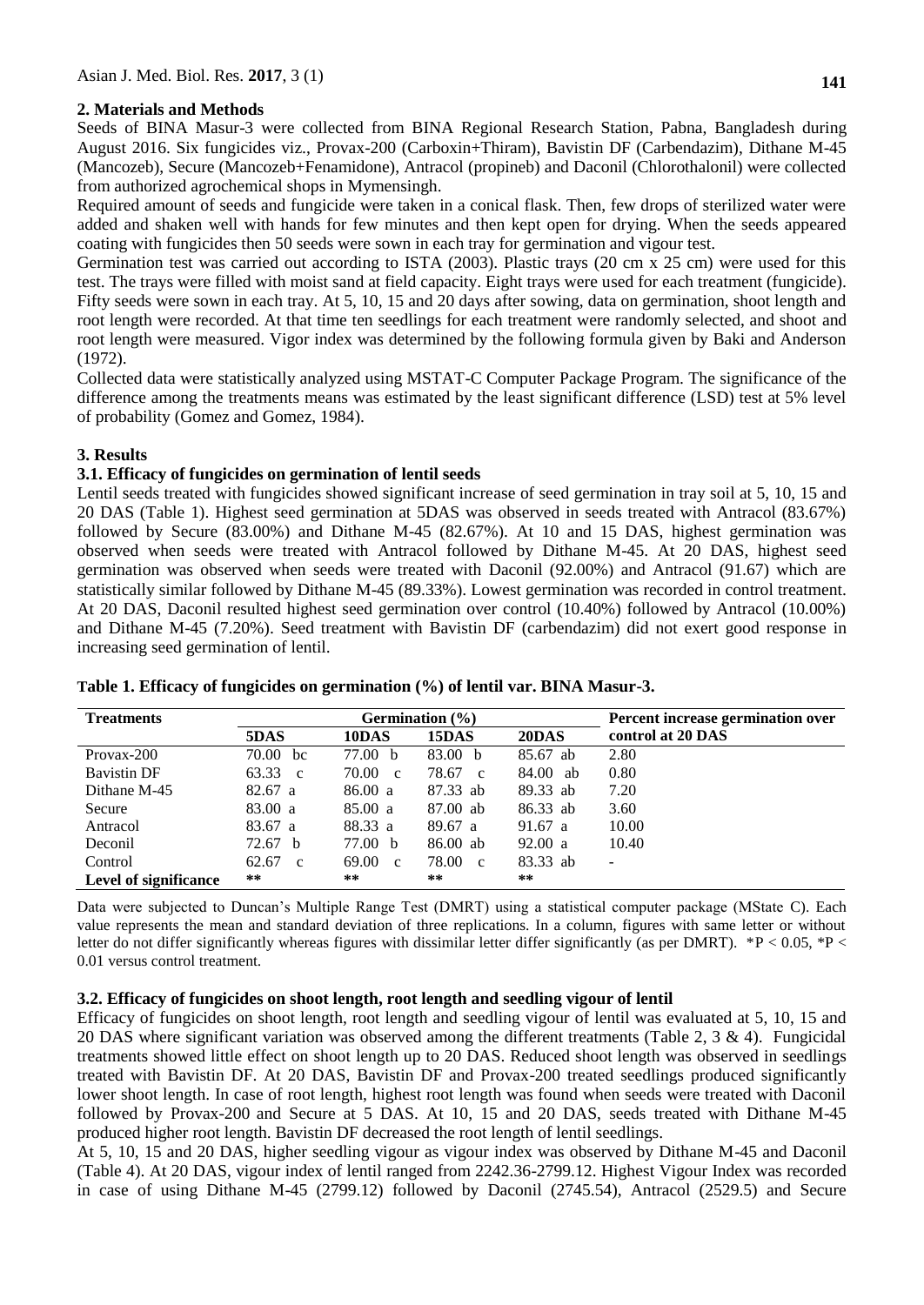## 2. Materials and Methods

Seeds of BINA Masur-3 were collected from BINA Regional Research Station, Pabna, Bangladesh during August 2016. Six fungicides viz., Provax-200 (Carboxin+Thiram), Bavistin DF (Carbendazim), Dithane M-45 (Mancozeb), Secure (Mancozeb+Fenamidone), Antracol (propineb) and Daconil (Chlorothalonil) were collected from authorized agrochemical shops in Mymensingh.

Required amount of seeds and fungicide were taken in a conical flask. Then, few drops of sterilized water were added and shaken well with hands for few minutes and then kept open for drying. When the seeds appeared coating with fungicides then 50 seeds were sown in each tray for germination and vigour test.

Germination test was carried out according to ISTA (2003). Plastic trays (20 cm x 25 cm) were used for this test. The trays were filled with moist sand at field capacity. Eight trays were used for each treatment (fungicide). Fifty seeds were sown in each tray. At 5, 10, 15 and 20 days after sowing, data on germination, shoot length and root length were recorded. At that time ten seedlings for each treatment were randomly selected, and shoot and root length were measured. Vigor index was determined by the following formula given by Baki and Anderson (1972).

Collected data were statistically analyzed using MSTAT-C Computer Package Program. The significance of the difference among the treatments means was estimated by the least significant difference (LSD) test at 5% level of probability (Gomez and Gomez, 1984).

## 3. Results

### 3.1. Efficacy of fungicides on germination of lentil seeds

Lentil seeds treated with fungicides showed significant increase of seed germination in tray soil at 5, 10, 15 and 20 DAS (Table 1). Highest seed germination at 5DAS was observed in seeds treated with Antracol (83.67%) followed by Secure (83.00%) and Dithane M-45 (82.67%). At 10 and 15 DAS, highest germination was observed when seeds were treated with Antracol followed by Dithane M-45. At 20 DAS, highest seed germination was observed when seeds were treated with Daconil (92.00%) and Antracol (91.67) which are statistically similar followed by Dithane M-45 (89.33%). Lowest germination was recorded in control treatment. At 20 DAS, Daconil resulted highest seed germination over control (10.40%) followed by Antracol (10.00%) and Dithane M-45 (7.20%). Seed treatment with Bavistin DF (carbendazim) did not exert good response in increasing seed germination of lentil.

**Table 1. Efficacy of fungicides on germination (%) of lentil var. BINA Masur-3.**

| Treatments | Germination (%) | | | | Percent increase germination over control at 20 DAS |
|---|---|---|---|---|---|
| | 5DAS | 10DAS | 15DAS | 20DAS | |
| Provax-200 | 70.00 bc | 77.00 b | 83.00 b | 85.67 ab | 2.80 |
| Bavistin DF | 63.33 c | 70.00 c | 78.67 c | 84.00 ab | 0.80 |
| Dithane M-45 | 82.67 a | 86.00 a | 87.33 ab | 89.33 ab | 7.20 |
| Secure | 83.00 a | 85.00 a | 87.00 ab | 86.33 ab | 3.60 |
| Antracol | 83.67 a | 88.33 a | 89.67 a | 91.67 a | 10.00 |
| Deconil | 72.67 b | 77.00 b | 86.00 ab | 92.00 a | 10.40 |
| Control | 62.67 c | 69.00 c | 78.00 c | 83.33 ab | - |
| **Level of significance** | ** | ** | ** | ** | |

Data were subjected to Duncan's Multiple Range Test (DMRT) using a statistical computer package (MState C). Each value represents the mean and standard deviation of three replications. In a column, figures with same letter or without letter do not differ significantly whereas figures with dissimilar letter differ significantly (as per DMRT). *P < 0.05, *P < 0.01 versus control treatment.

### 3.2. Efficacy of fungicides on shoot length, root length and seedling vigour of lentil

Efficacy of fungicides on shoot length, root length and seedling vigour of lentil was evaluated at 5, 10, 15 and 20 DAS where significant variation was observed among the different treatments (Table 2, 3 & 4). Fungicidal treatments showed little effect on shoot length up to 20 DAS. Reduced shoot length was observed in seedlings treated with Bavistin DF. At 20 DAS, Bavistin DF and Provax-200 treated seedlings produced significantly lower shoot length. In case of root length, highest root length was found when seeds were treated with Daconil followed by Provax-200 and Secure at 5 DAS. At 10, 15 and 20 DAS, seeds treated with Dithane M-45 produced higher root length. Bavistin DF decreased the root length of lentil seedlings.

At 5, 10, 15 and 20 DAS, higher seedling vigour as vigour index was observed by Dithane M-45 and Daconil (Table 4). At 20 DAS, vigour index of lentil ranged from 2242.36-2799.12. Highest Vigour Index was recorded in case of using Dithane M-45 (2799.12) followed by Daconil (2745.54), Antracol (2529.5) and Secure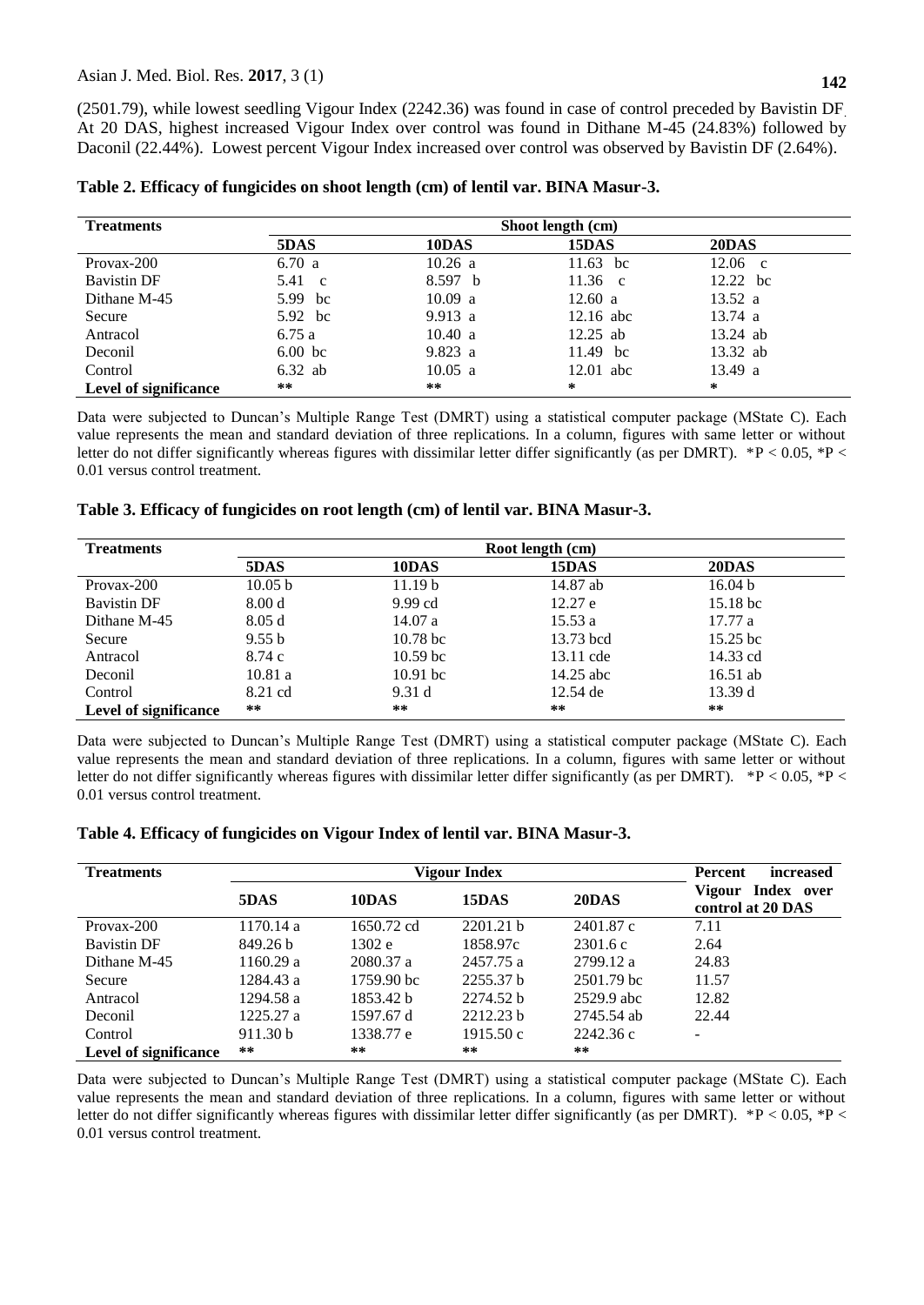(2501.79), while lowest seedling Vigour Index (2242.36) was found in case of control preceded by Bavistin DF. At 20 DAS, highest increased Vigour Index over control was found in Dithane M-45 (24.83%) followed by Daconil (22.44%). Lowest percent Vigour Index increased over control was observed by Bavistin DF (2.64%).

**Table 2. Efficacy of fungicides on shoot length (cm) of lentil var. BINA Masur-3.**

| Treatments | Shoot length (cm) | | | |
|---|---|---|---|---|
| | 5DAS | 10DAS | 15DAS | 20DAS |
| Provax-200 | 6.70 a | 10.26 a | 11.63 bc | 12.06 c |
| Bavistin DF | 5.41 c | 8.597 b | 11.36 c | 12.22 bc |
| Dithane M-45 | 5.99 bc | 10.09 a | 12.60 a | 13.52 a |
| Secure | 5.92 bc | 9.913 a | 12.16 abc | 13.74 a |
| Antracol | 6.75 a | 10.40 a | 12.25 ab | 13.24 ab |
| Deconil | 6.00 bc | 9.823 a | 11.49 bc | 13.32 ab |
| Control | 6.32 ab | 10.05 a | 12.01 abc | 13.49 a |
| **Level of significance** | ** | ** | * | * |

Data were subjected to Duncan's Multiple Range Test (DMRT) using a statistical computer package (MState C). Each value represents the mean and standard deviation of three replications. In a column, figures with same letter or without letter do not differ significantly whereas figures with dissimilar letter differ significantly (as per DMRT). *P < 0.05, *P < 0.01 versus control treatment.

**Table 3. Efficacy of fungicides on root length (cm) of lentil var. BINA Masur-3.**

| Treatments | Root length (cm) | | | |
|---|---|---|---|---|
| | 5DAS | 10DAS | 15DAS | 20DAS |
| Provax-200 | 10.05 b | 11.19 b | 14.87 ab | 16.04 b |
| Bavistin DF | 8.00 d | 9.99 cd | 12.27 e | 15.18 bc |
| Dithane M-45 | 8.05 d | 14.07 a | 15.53 a | 17.77 a |
| Secure | 9.55 b | 10.78 bc | 13.73 bcd | 15.25 bc |
| Antracol | 8.74 c | 10.59 bc | 13.11 cde | 14.33 cd |
| Deconil | 10.81 a | 10.91 bc | 14.25 abc | 16.51 ab |
| Control | 8.21 cd | 9.31 d | 12.54 de | 13.39 d |
| **Level of significance** | ** | ** | ** | ** |

Data were subjected to Duncan's Multiple Range Test (DMRT) using a statistical computer package (MState C). Each value represents the mean and standard deviation of three replications. In a column, figures with same letter or without letter do not differ significantly whereas figures with dissimilar letter differ significantly (as per DMRT). *P < 0.05, *P < 0.01 versus control treatment.

**Table 4. Efficacy of fungicides on Vigour Index of lentil var. BINA Masur-3.**

| Treatments | Vigour Index | | | | Percent increased Vigour Index over control at 20 DAS |
|---|---|---|---|---|---|
| | 5DAS | 10DAS | 15DAS | 20DAS | |
| Provax-200 | 1170.14 a | 1650.72 cd | 2201.21 b | 2401.87 c | 7.11 |
| Bavistin DF | 849.26 b | 1302 e | 1858.97c | 2301.6 c | 2.64 |
| Dithane M-45 | 1160.29 a | 2080.37 a | 2457.75 a | 2799.12 a | 24.83 |
| Secure | 1284.43 a | 1759.90 bc | 2255.37 b | 2501.79 bc | 11.57 |
| Antracol | 1294.58 a | 1853.42 b | 2274.52 b | 2529.9 abc | 12.82 |
| Deconil | 1225.27 a | 1597.67 d | 2212.23 b | 2745.54 ab | 22.44 |
| Control | 911.30 b | 1338.77 e | 1915.50 c | 2242.36 c | - |
| **Level of significance** | ** | ** | ** | ** | |

Data were subjected to Duncan's Multiple Range Test (DMRT) using a statistical computer package (MState C). Each value represents the mean and standard deviation of three replications. In a column, figures with same letter or without letter do not differ significantly whereas figures with dissimilar letter differ significantly (as per DMRT). *P < 0.05, *P < 0.01 versus control treatment.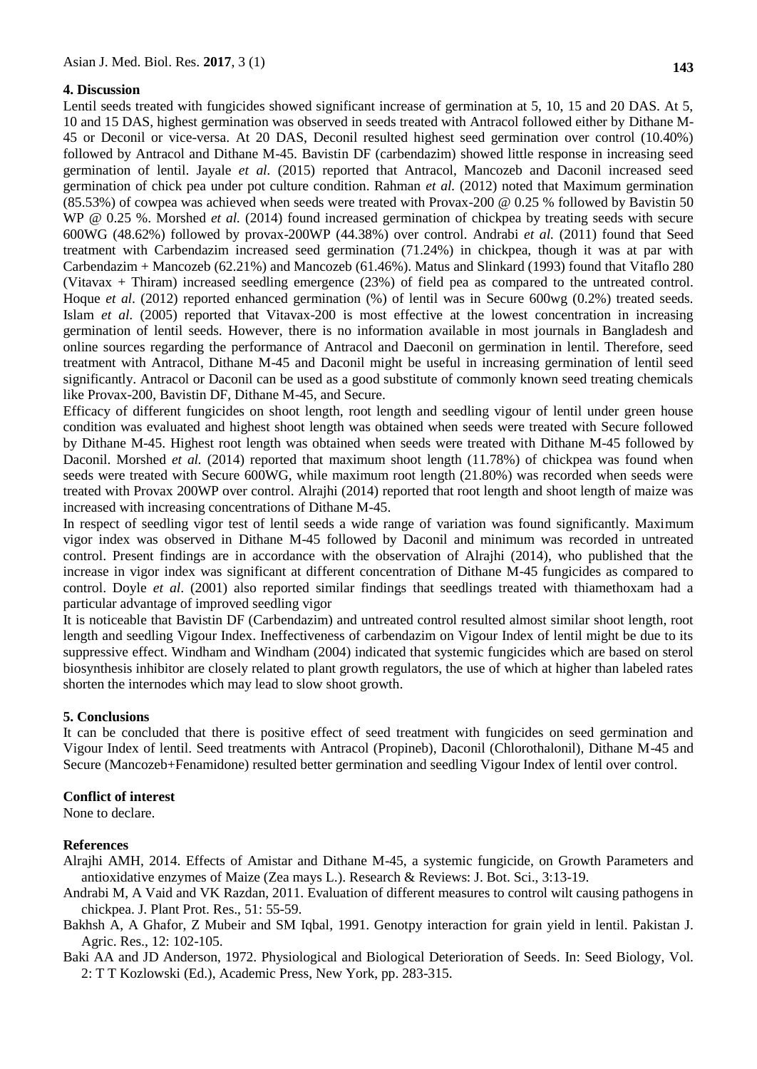## 4. Discussion

Lentil seeds treated with fungicides showed significant increase of germination at 5, 10, 15 and 20 DAS. At 5, 10 and 15 DAS, highest germination was observed in seeds treated with Antracol followed either by Dithane M-45 or Deconil or vice-versa. At 20 DAS, Deconil resulted highest seed germination over control (10.40%) followed by Antracol and Dithane M-45. Bavistin DF (carbendazim) showed little response in increasing seed germination of lentil. Jayale *et al*. (2015) reported that Antracol, Mancozeb and Daconil increased seed germination of chick pea under pot culture condition. Rahman *et al.* (2012) noted that Maximum germination (85.53%) of cowpea was achieved when seeds were treated with Provax-200 @ 0.25 % followed by Bavistin 50 WP @ 0.25 %. Morshed *et al.* (2014) found increased germination of chickpea by treating seeds with secure 600WG (48.62%) followed by provax-200WP (44.38%) over control. Andrabi *et al.* (2011) found that Seed treatment with Carbendazim increased seed germination (71.24%) in chickpea, though it was at par with Carbendazim + Mancozeb (62.21%) and Mancozeb (61.46%). Matus and Slinkard (1993) found that Vitaflo 280 (Vitavax + Thiram) increased seedling emergence (23%) of field pea as compared to the untreated control. Hoque *et al*. (2012) reported enhanced germination (%) of lentil was in Secure 600wg (0.2%) treated seeds. Islam *et al*. (2005) reported that Vitavax-200 is most effective at the lowest concentration in increasing germination of lentil seeds. However, there is no information available in most journals in Bangladesh and online sources regarding the performance of Antracol and Daeconil on germination in lentil. Therefore, seed treatment with Antracol, Dithane M-45 and Daconil might be useful in increasing germination of lentil seed significantly. Antracol or Daconil can be used as a good substitute of commonly known seed treating chemicals like Provax-200, Bavistin DF, Dithane M-45, and Secure.

Efficacy of different fungicides on shoot length, root length and seedling vigour of lentil under green house condition was evaluated and highest shoot length was obtained when seeds were treated with Secure followed by Dithane M-45. Highest root length was obtained when seeds were treated with Dithane M-45 followed by Daconil. Morshed *et al.* (2014) reported that maximum shoot length (11.78%) of chickpea was found when seeds were treated with Secure 600WG, while maximum root length (21.80%) was recorded when seeds were treated with Provax 200WP over control. Alrajhi (2014) reported that root length and shoot length of maize was increased with increasing concentrations of Dithane M-45.

In respect of seedling vigor test of lentil seeds a wide range of variation was found significantly. Maximum vigor index was observed in Dithane M-45 followed by Daconil and minimum was recorded in untreated control. Present findings are in accordance with the observation of Alrajhi (2014), who published that the increase in vigor index was significant at different concentration of Dithane M-45 fungicides as compared to control. Doyle *et al*. (2001) also reported similar findings that seedlings treated with thiamethoxam had a particular advantage of improved seedling vigor

It is noticeable that Bavistin DF (Carbendazim) and untreated control resulted almost similar shoot length, root length and seedling Vigour Index. Ineffectiveness of carbendazim on Vigour Index of lentil might be due to its suppressive effect. Windham and Windham (2004) indicated that systemic fungicides which are based on sterol biosynthesis inhibitor are closely related to plant growth regulators, the use of which at higher than labeled rates shorten the internodes which may lead to slow shoot growth.

## 5. Conclusions

It can be concluded that there is positive effect of seed treatment with fungicides on seed germination and Vigour Index of lentil. Seed treatments with Antracol (Propineb), Daconil (Chlorothalonil), Dithane M-45 and Secure (Mancozeb+Fenamidone) resulted better germination and seedling Vigour Index of lentil over control.

## Conflict of interest

None to declare.

## References

Alrajhi AMH, 2014. Effects of Amistar and Dithane M-45, a systemic fungicide, on Growth Parameters and antioxidative enzymes of Maize (Zea mays L.). Research & Reviews: J. Bot. Sci., 3:13-19.

Andrabi M, A Vaid and VK Razdan, 2011. Evaluation of different measures to control wilt causing pathogens in chickpea. J. Plant Prot. Res., 51: 55-59.

Bakhsh A, A Ghafor, Z Mubeir and SM Iqbal, 1991. Genotpy interaction for grain yield in lentil. Pakistan J. Agric. Res., 12: 102-105.

Baki AA and JD Anderson, 1972. Physiological and Biological Deterioration of Seeds. In: Seed Biology, Vol. 2: T T Kozlowski (Ed.), Academic Press, New York, pp. 283-315.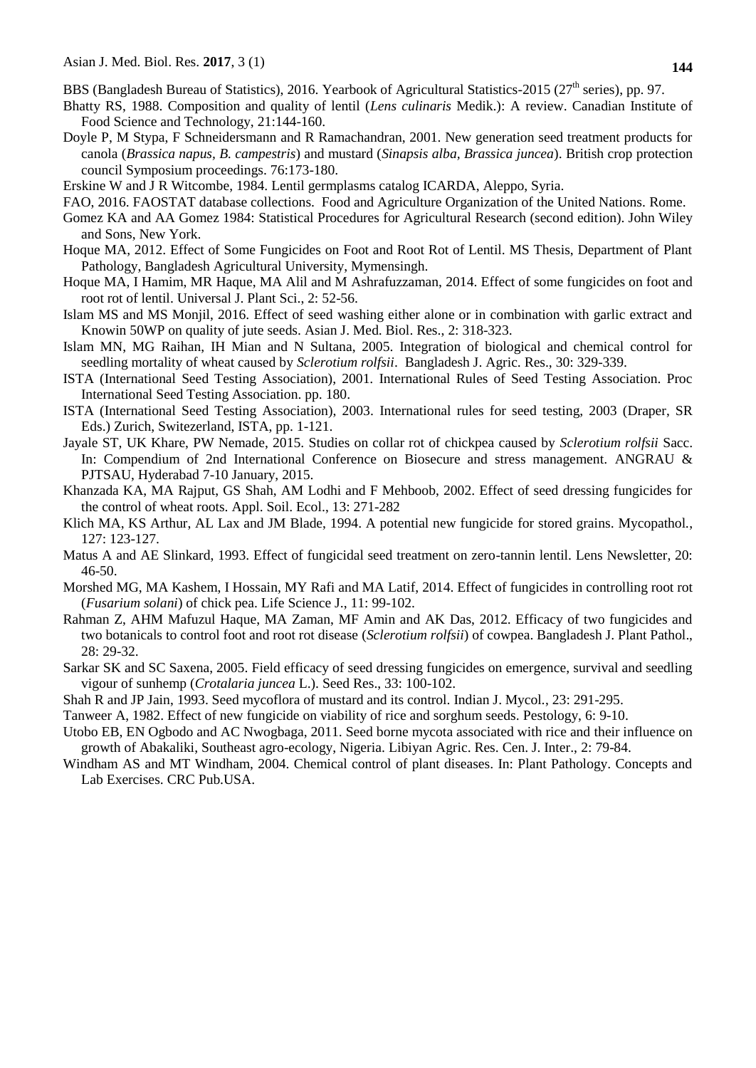BBS (Bangladesh Bureau of Statistics), 2016. Yearbook of Agricultural Statistics-2015 ($27^{th}$ series), pp. 97.

Bhatty RS, 1988. Composition and quality of lentil (*Lens culinaris* Medik.): A review. Canadian Institute of Food Science and Technology, 21:144-160.

Doyle P, M Stypa, F Schneidersmann and R Ramachandran, 2001. New generation seed treatment products for canola (*Brassica napus, B. campestris*) and mustard (*Sinapsis alba, Brassica juncea*). British crop protection council Symposium proceedings. 76:173-180.

Erskine W and J R Witcombe, 1984. Lentil germplasms catalog ICARDA, Aleppo, Syria.

FAO, 2016. FAOSTAT database collections. Food and Agriculture Organization of the United Nations. Rome.

Gomez KA and AA Gomez 1984: Statistical Procedures for Agricultural Research (second edition). John Wiley and Sons, New York.

Hoque MA, 2012. Effect of Some Fungicides on Foot and Root Rot of Lentil. MS Thesis, Department of Plant Pathology, Bangladesh Agricultural University, Mymensingh.

Hoque MA, I Hamim, MR Haque, MA Alil and M Ashrafuzzaman, 2014. Effect of some fungicides on foot and root rot of lentil. Universal J. Plant Sci., 2: 52-56.

Islam MS and MS Monjil, 2016. Effect of seed washing either alone or in combination with garlic extract and Knowin 50WP on quality of jute seeds. Asian J. Med. Biol. Res., 2: 318-323.

Islam MN, MG Raihan, IH Mian and N Sultana, 2005. Integration of biological and chemical control for seedling mortality of wheat caused by *Sclerotium rolfsii*. Bangladesh J. Agric. Res., 30: 329-339.

ISTA (International Seed Testing Association), 2001. International Rules of Seed Testing Association. Proc International Seed Testing Association. pp. 180.

ISTA (International Seed Testing Association), 2003. International rules for seed testing, 2003 (Draper, SR Eds.) Zurich, Switezerland, ISTA, pp. 1-121.

Jayale ST, UK Khare, PW Nemade, 2015. Studies on collar rot of chickpea caused by *Sclerotium rolfsii* Sacc. In: Compendium of 2nd International Conference on Biosecure and stress management. ANGRAU & PJTSAU, Hyderabad 7-10 January, 2015.

Khanzada KA, MA Rajput, GS Shah, AM Lodhi and F Mehboob, 2002. Effect of seed dressing fungicides for the control of wheat roots. Appl. Soil. Ecol., 13: 271-282

Klich MA, KS Arthur, AL Lax and JM Blade, 1994. A potential new fungicide for stored grains. Mycopathol., 127: 123-127.

Matus A and AE Slinkard, 1993. Effect of fungicidal seed treatment on zero-tannin lentil. Lens Newsletter, 20: 46-50.

Morshed MG, MA Kashem, I Hossain, MY Rafi and MA Latif, 2014. Effect of fungicides in controlling root rot (*Fusarium solani*) of chick pea. Life Science J., 11: 99-102.

Rahman Z, AHM Mafuzul Haque, MA Zaman, MF Amin and AK Das, 2012. Efficacy of two fungicides and two botanicals to control foot and root rot disease (*Sclerotium rolfsii*) of cowpea. Bangladesh J. Plant Pathol., 28: 29-32.

Sarkar SK and SC Saxena, 2005. Field efficacy of seed dressing fungicides on emergence, survival and seedling vigour of sunhemp (*Crotalaria juncea* L.). Seed Res., 33: 100-102.

Shah R and JP Jain, 1993. Seed mycoflora of mustard and its control. Indian J. Mycol., 23: 291-295.

Tanweer A, 1982. Effect of new fungicide on viability of rice and sorghum seeds. Pestology, 6: 9-10.

Utobo EB, EN Ogbodo and AC Nwogbaga, 2011. Seed borne mycota associated with rice and their influence on growth of Abakaliki, Southeast agro-ecology, Nigeria. Libiyan Agric. Res. Cen. J. Inter., 2: 79-84.

Windham AS and MT Windham, 2004. Chemical control of plant diseases. In: Plant Pathology. Concepts and Lab Exercises. CRC Pub.USA.